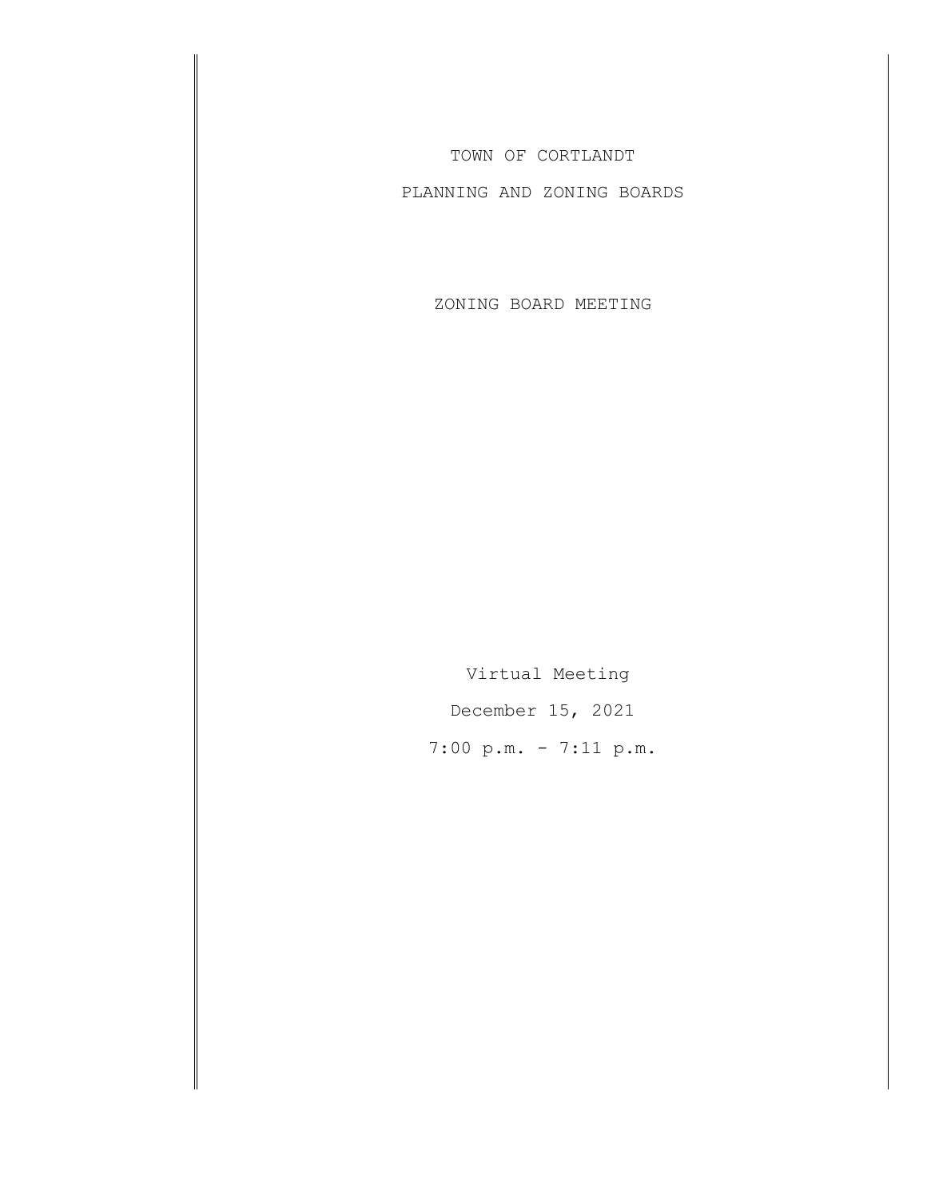TOWN OF CORTLANDT

PLANNING AND ZONING BOARDS

ZONING BOARD MEETING

Virtual Meeting

December 15, 2021

7:00 p.m. - 7:11 p.m.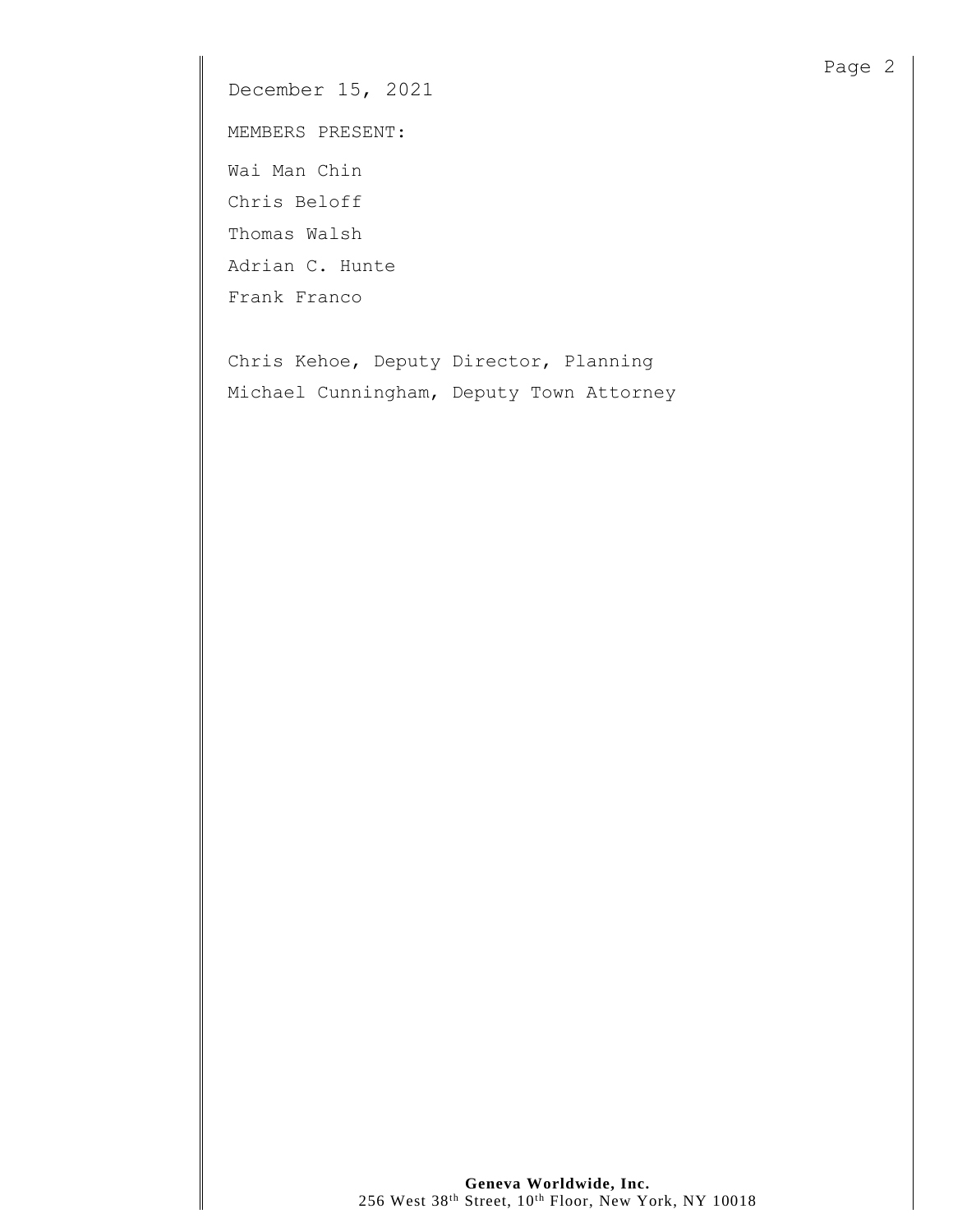December 15, 2021

MEMBERS PRESENT:

Wai Man Chin

Chris Beloff

Thomas Walsh

Adrian C. Hunte

Frank Franco

Chris Kehoe, Deputy Director, Planning

Michael Cunningham, Deputy Town Attorney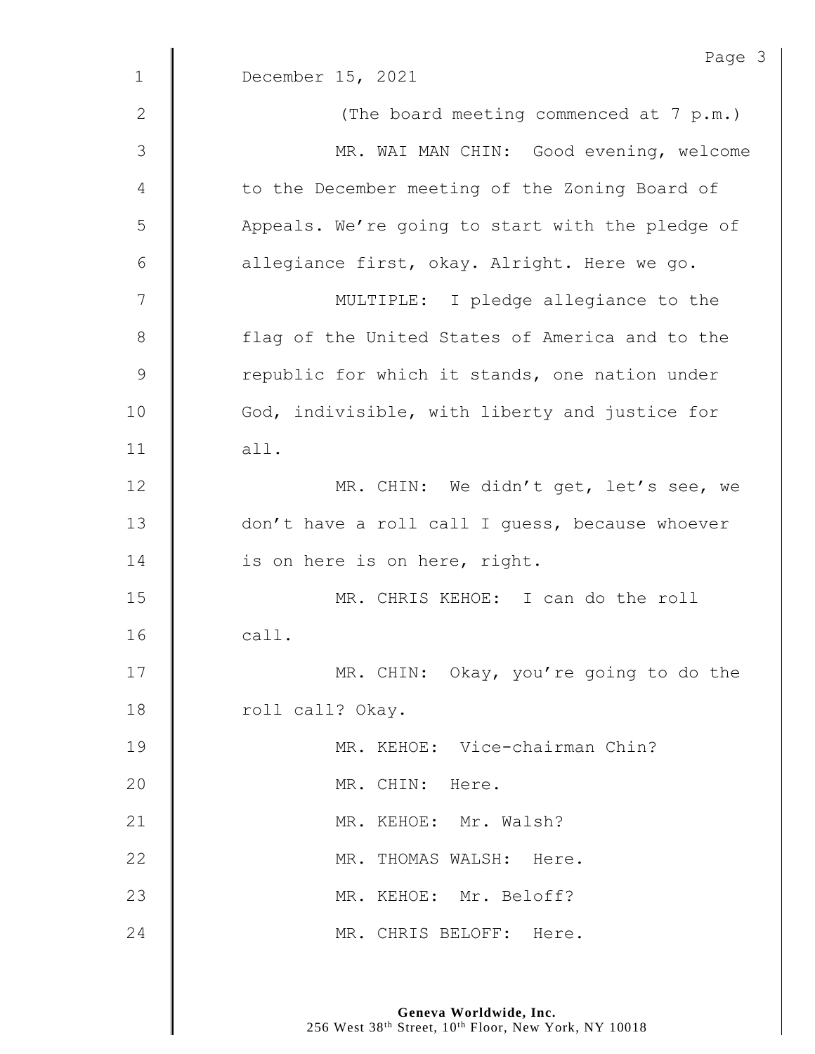December 15, 2021

(The board meeting commenced at 7 p.m.)

MR. WAI MAN CHIN: Good evening, welcome to the December meeting of the Zoning Board of Appeals. We're going to start with the pledge of allegiance first, okay. Alright. Here we go.

MULTIPLE: I pledge allegiance to the flag of the United States of America and to the republic for which it stands, one nation under God, indivisible, with liberty and justice for all.

MR. CHIN: We didn't get, let's see, we don't have a roll call I guess, because whoever is on here is on here, right.

MR. CHRIS KEHOE: I can do the roll call.

MR. CHIN: Okay, you're going to do the roll call? Okay.

MR. KEHOE: Vice-chairman Chin?

MR. CHIN: Here.

MR. KEHOE: Mr. Walsh?

MR. THOMAS WALSH: Here.

MR. KEHOE: Mr. Beloff?

MR. CHRIS BELOFF: Here.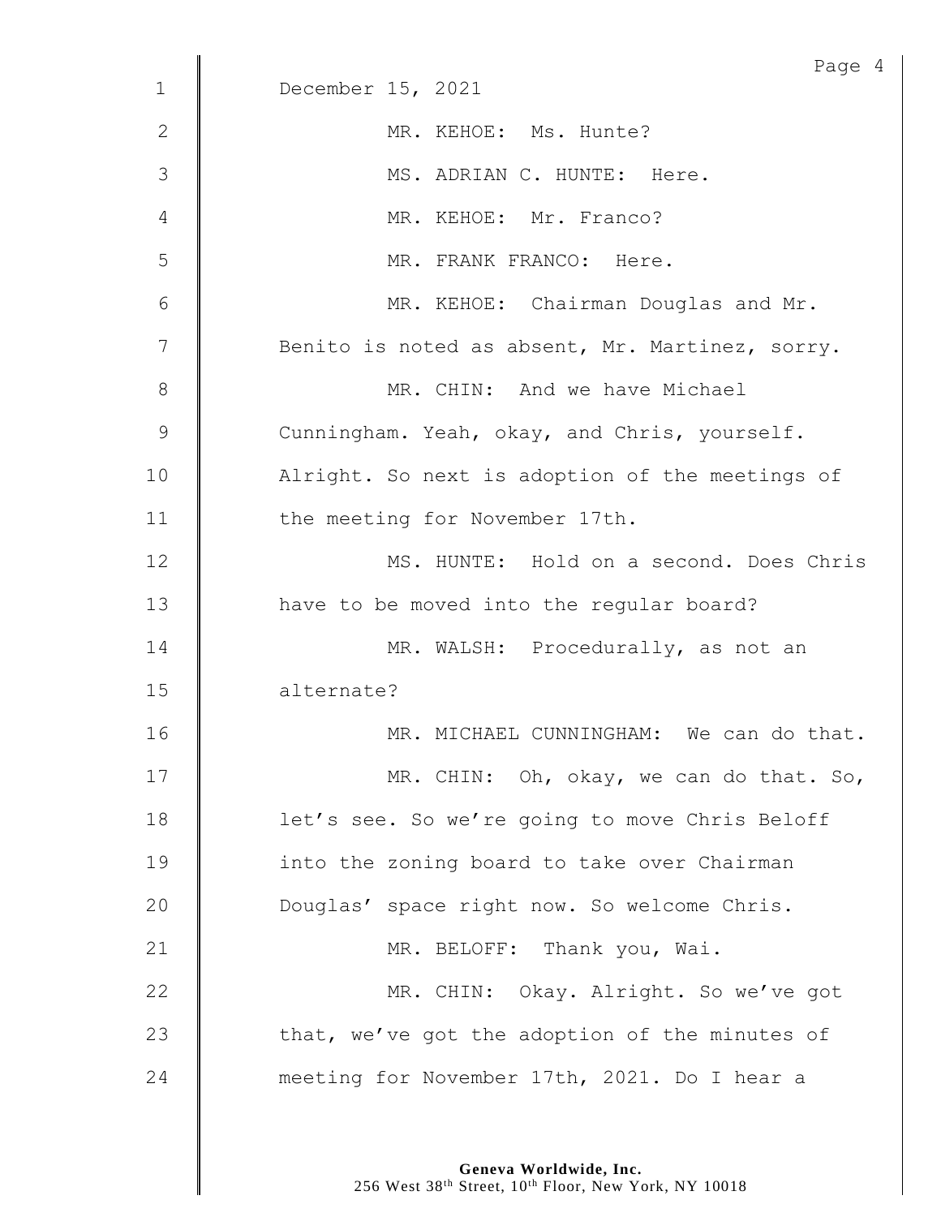December 15, 2021

MR. KEHOE: Ms. Hunte?

MS. ADRIAN C. HUNTE: Here.

MR. KEHOE: Mr. Franco?

MR. FRANK FRANCO: Here.

MR. KEHOE: Chairman Douglas and Mr. Benito is noted as absent, Mr. Martinez, sorry.

MR. CHIN: And we have Michael Cunningham. Yeah, okay, and Chris, yourself. Alright. So next is adoption of the meetings of the meeting for November 17th.

MS. HUNTE: Hold on a second. Does Chris have to be moved into the regular board?

MR. WALSH: Procedurally, as not an alternate?

MR. MICHAEL CUNNINGHAM: We can do that.

MR. CHIN: Oh, okay, we can do that. So, let's see. So we're going to move Chris Beloff into the zoning board to take over Chairman Douglas' space right now. So welcome Chris.

MR. BELOFF: Thank you, Wai.

MR. CHIN: Okay. Alright. So we've got that, we've got the adoption of the minutes of meeting for November 17th, 2021. Do I hear a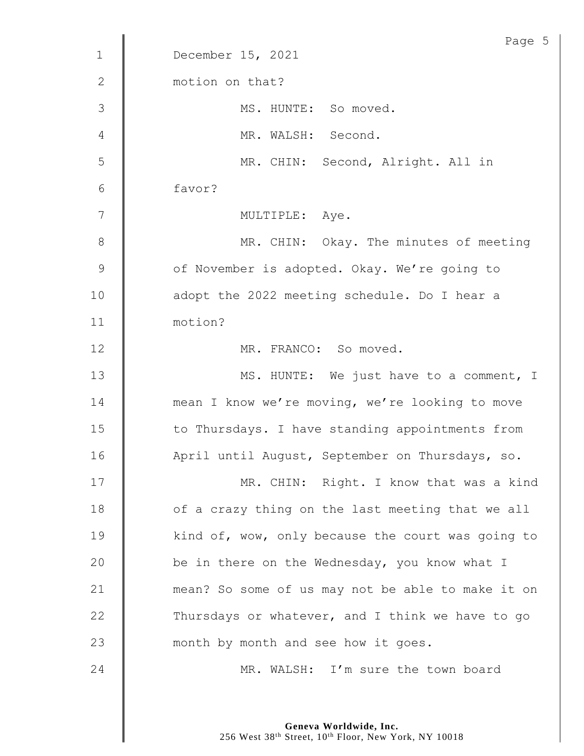December 15, 2021

motion on that?

MS. HUNTE: So moved.

MR. WALSH: Second.

MR. CHIN: Second, Alright. All in favor?

MULTIPLE: Aye.

MR. CHIN: Okay. The minutes of meeting of November is adopted. Okay. We're going to adopt the 2022 meeting schedule. Do I hear a motion?

MR. FRANCO: So moved.

MS. HUNTE: We just have to a comment, I mean I know we're moving, we're looking to move to Thursdays. I have standing appointments from April until August, September on Thursdays, so.

MR. CHIN: Right. I know that was a kind of a crazy thing on the last meeting that we all kind of, wow, only because the court was going to be in there on the Wednesday, you know what I mean? So some of us may not be able to make it on Thursdays or whatever, and I think we have to go month by month and see how it goes.

MR. WALSH: I'm sure the town board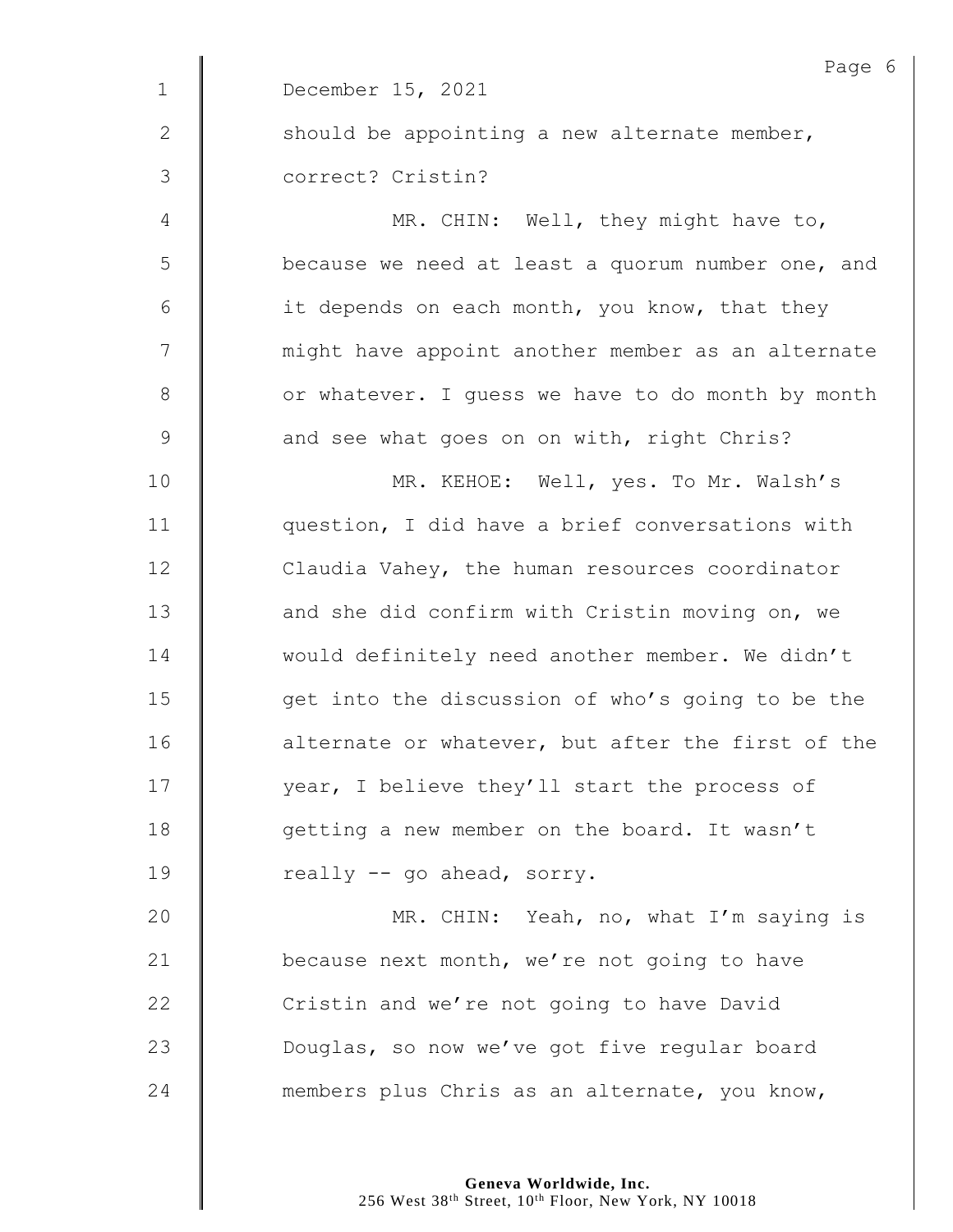December 15, 2021

should be appointing a new alternate member, correct? Cristin?

MR. CHIN: Well, they might have to, because we need at least a quorum number one, and it depends on each month, you know, that they might have appoint another member as an alternate or whatever. I guess we have to do month by month and see what goes on on with, right Chris?

MR. KEHOE: Well, yes. To Mr. Walsh's question, I did have a brief conversations with Claudia Vahey, the human resources coordinator and she did confirm with Cristin moving on, we would definitely need another member. We didn't get into the discussion of who's going to be the alternate or whatever, but after the first of the year, I believe they'll start the process of getting a new member on the board. It wasn't really -- go ahead, sorry.

MR. CHIN: Yeah, no, what I'm saying is because next month, we're not going to have Cristin and we're not going to have David Douglas, so now we've got five regular board members plus Chris as an alternate, you know,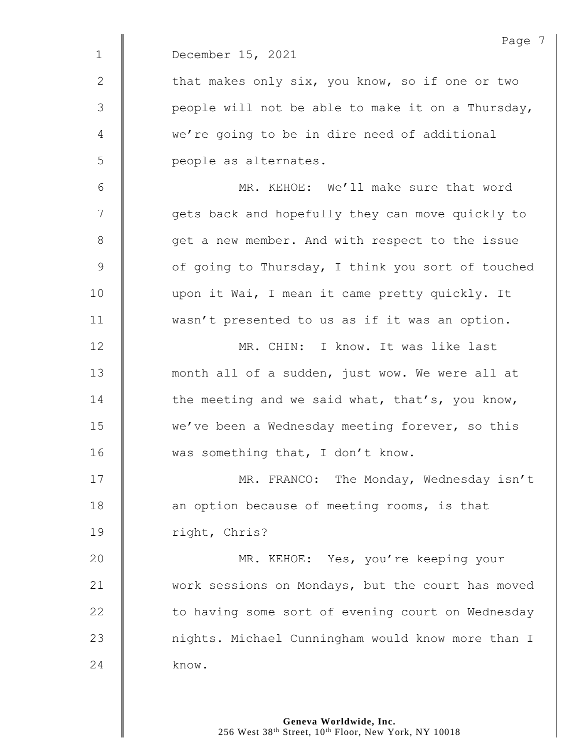December 15, 2021

that makes only six, you know, so if one or two people will not be able to make it on a Thursday, we're going to be in dire need of additional people as alternates.

MR. KEHOE: We'll make sure that word gets back and hopefully they can move quickly to get a new member. And with respect to the issue of going to Thursday, I think you sort of touched upon it Wai, I mean it came pretty quickly. It wasn't presented to us as if it was an option.

MR. CHIN: I know. It was like last month all of a sudden, just wow. We were all at the meeting and we said what, that's, you know, we've been a Wednesday meeting forever, so this was something that, I don't know.

MR. FRANCO: The Monday, Wednesday isn't an option because of meeting rooms, is that right, Chris?

MR. KEHOE: Yes, you're keeping your work sessions on Mondays, but the court has moved to having some sort of evening court on Wednesday nights. Michael Cunningham would know more than I know.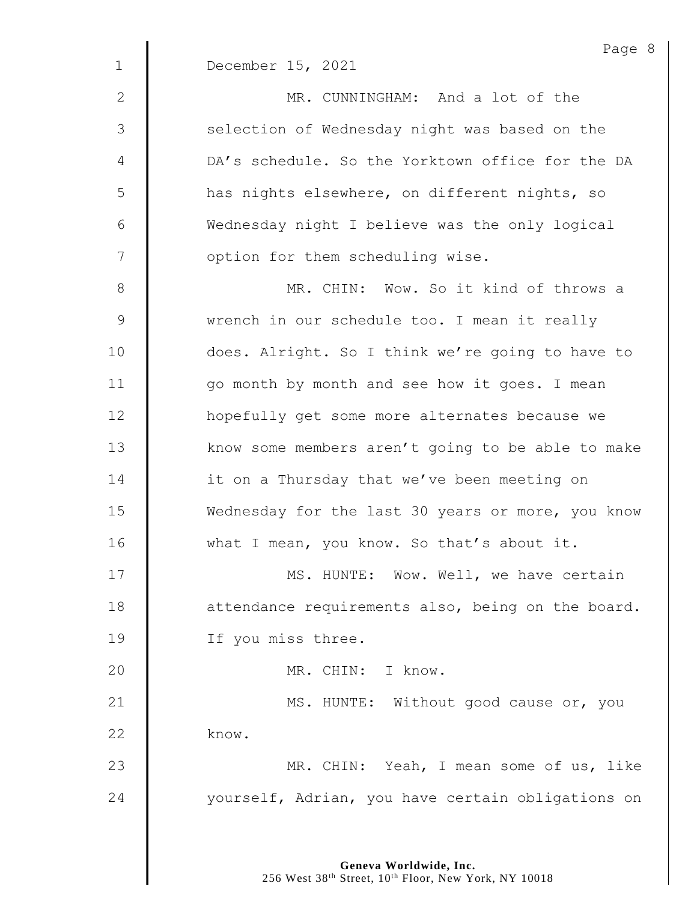December 15, 2021

MR. CUNNINGHAM: And a lot of the selection of Wednesday night was based on the DA's schedule. So the Yorktown office for the DA has nights elsewhere, on different nights, so Wednesday night I believe was the only logical option for them scheduling wise.

MR. CHIN: Wow. So it kind of throws a wrench in our schedule too. I mean it really does. Alright. So I think we're going to have to go month by month and see how it goes. I mean hopefully get some more alternates because we know some members aren't going to be able to make it on a Thursday that we've been meeting on Wednesday for the last 30 years or more, you know what I mean, you know. So that's about it.

MS. HUNTE: Wow. Well, we have certain attendance requirements also, being on the board. If you miss three.

MR. CHIN: I know.

MS. HUNTE: Without good cause or, you know.

MR. CHIN: Yeah, I mean some of us, like yourself, Adrian, you have certain obligations on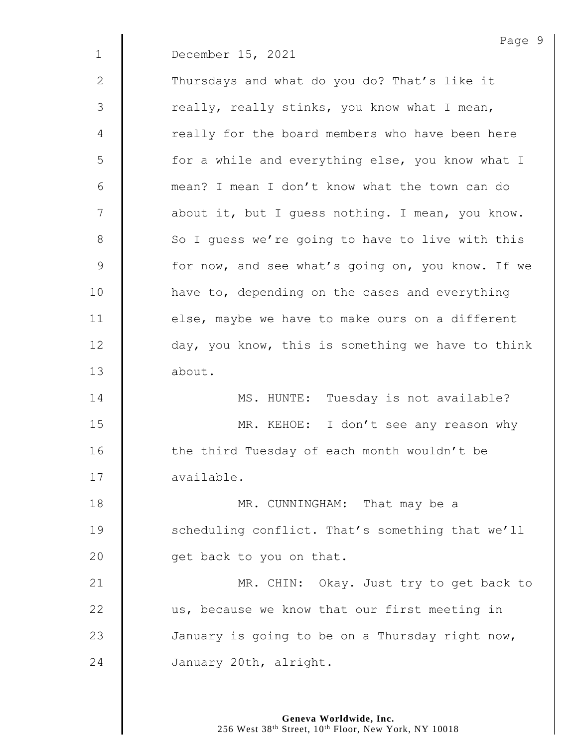December 15, 2021

Thursdays and what do you do? That's like it really, really stinks, you know what I mean, really for the board members who have been here for a while and everything else, you know what I mean? I mean I don't know what the town can do about it, but I guess nothing. I mean, you know. So I guess we're going to have to live with this for now, and see what's going on, you know. If we have to, depending on the cases and everything else, maybe we have to make ours on a different day, you know, this is something we have to think about.

MS. HUNTE: Tuesday is not available?

MR. KEHOE: I don't see any reason why the third Tuesday of each month wouldn't be available.

MR. CUNNINGHAM: That may be a scheduling conflict. That's something that we'll get back to you on that.

MR. CHIN: Okay. Just try to get back to us, because we know that our first meeting in January is going to be on a Thursday right now, January 20th, alright.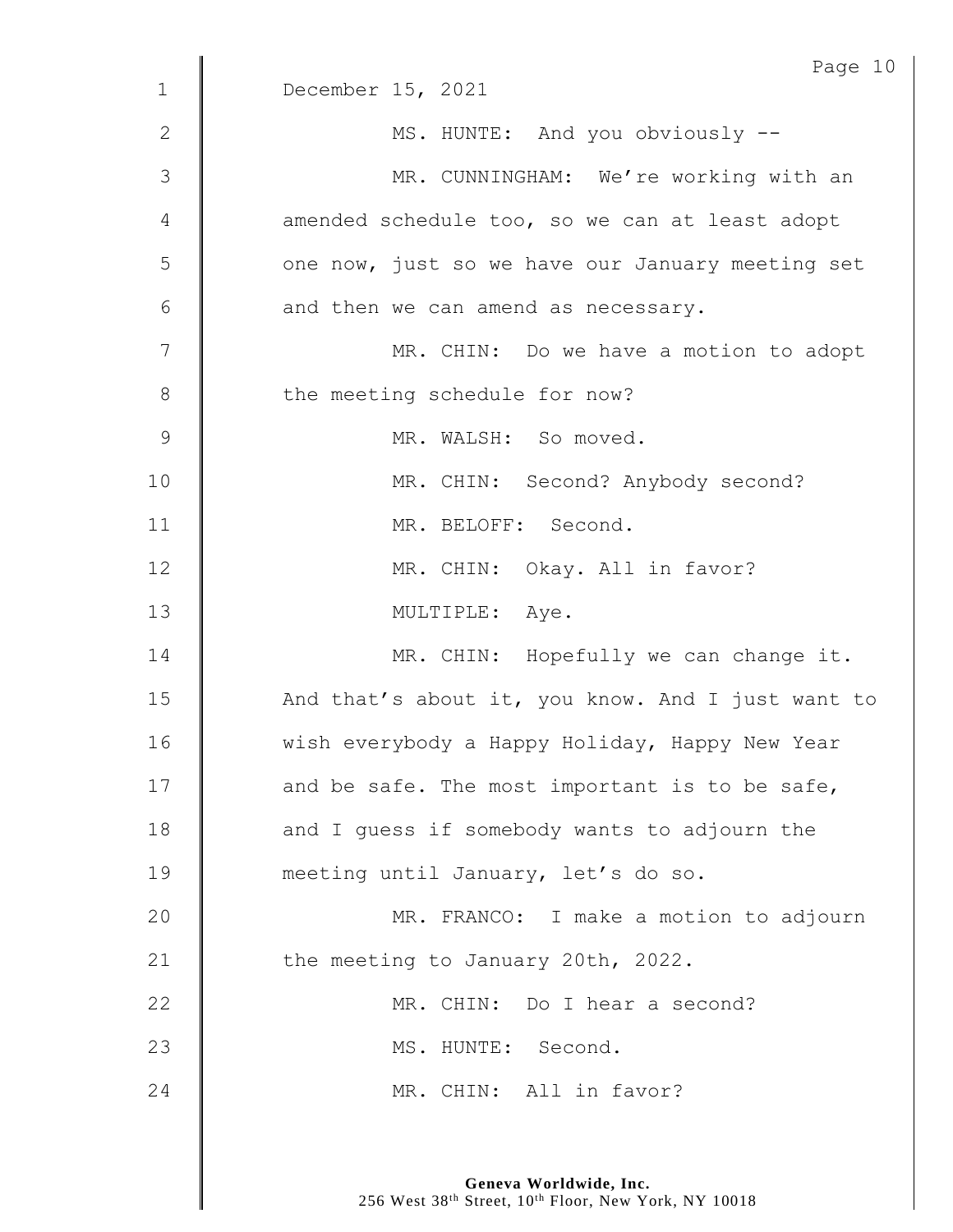December 15, 2021

MS. HUNTE: And you obviously --

MR. CUNNINGHAM: We're working with an amended schedule too, so we can at least adopt one now, just so we have our January meeting set and then we can amend as necessary.

MR. CHIN: Do we have a motion to adopt the meeting schedule for now?

MR. WALSH: So moved.

MR. CHIN: Second? Anybody second?

MR. BELOFF: Second.

MR. CHIN: Okay. All in favor?

MULTIPLE: Aye.

MR. CHIN: Hopefully we can change it. And that's about it, you know. And I just want to wish everybody a Happy Holiday, Happy New Year and be safe. The most important is to be safe, and I guess if somebody wants to adjourn the meeting until January, let's do so.

MR. FRANCO: I make a motion to adjourn the meeting to January 20th, 2022.

MR. CHIN: Do I hear a second?

MS. HUNTE: Second.

MR. CHIN: All in favor?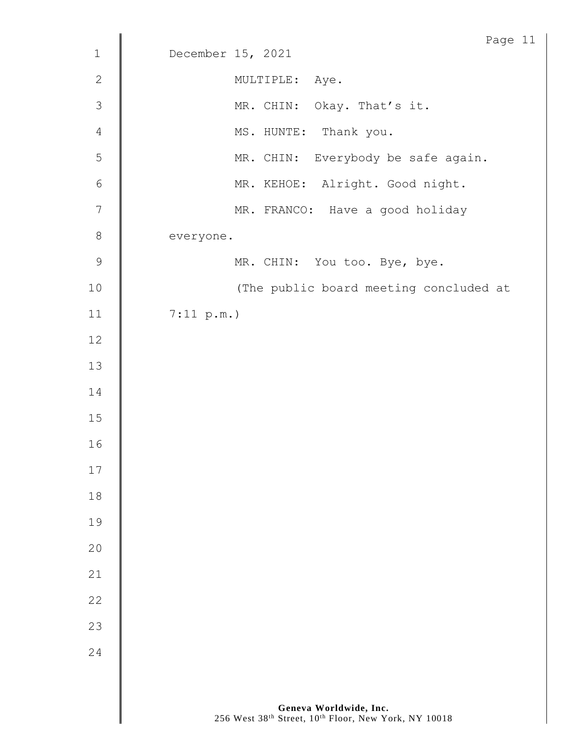December 15, 2021

MULTIPLE: Aye.

MR. CHIN: Okay. That's it.

MS. HUNTE: Thank you.

MR. CHIN: Everybody be safe again.

MR. KEHOE: Alright. Good night.

MR. FRANCO: Have a good holiday everyone.

MR. CHIN: You too. Bye, bye.

(The public board meeting concluded at 7:11 p.m.)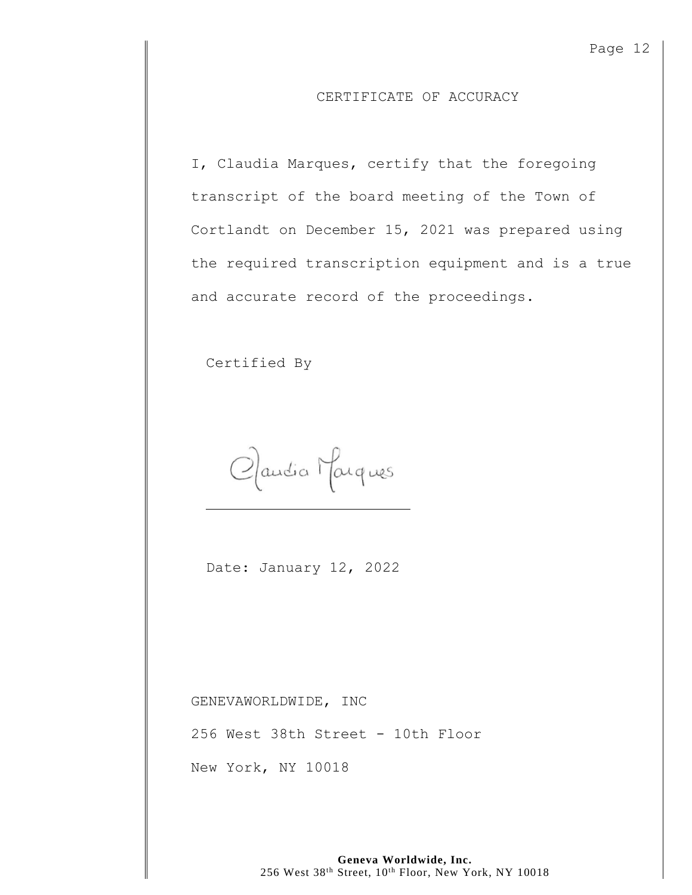## CERTIFICATE OF ACCURACY

I, Claudia Marques, certify that the foregoing transcript of the board meeting of the Town of Cortlandt on December 15, 2021 was prepared using the required transcription equipment and is a true and accurate record of the proceedings.

Certified By

Claudia Marques

\_\_\_\_\_\_\_\_\_\_\_\_\_\_\_\_\_\_\_\_\_\_\_\_\_\_\_

Date: January 12, 2022

GENEVAWORLDWIDE, INC

256 West 38th Street - 10th Floor

New York, NY 10018